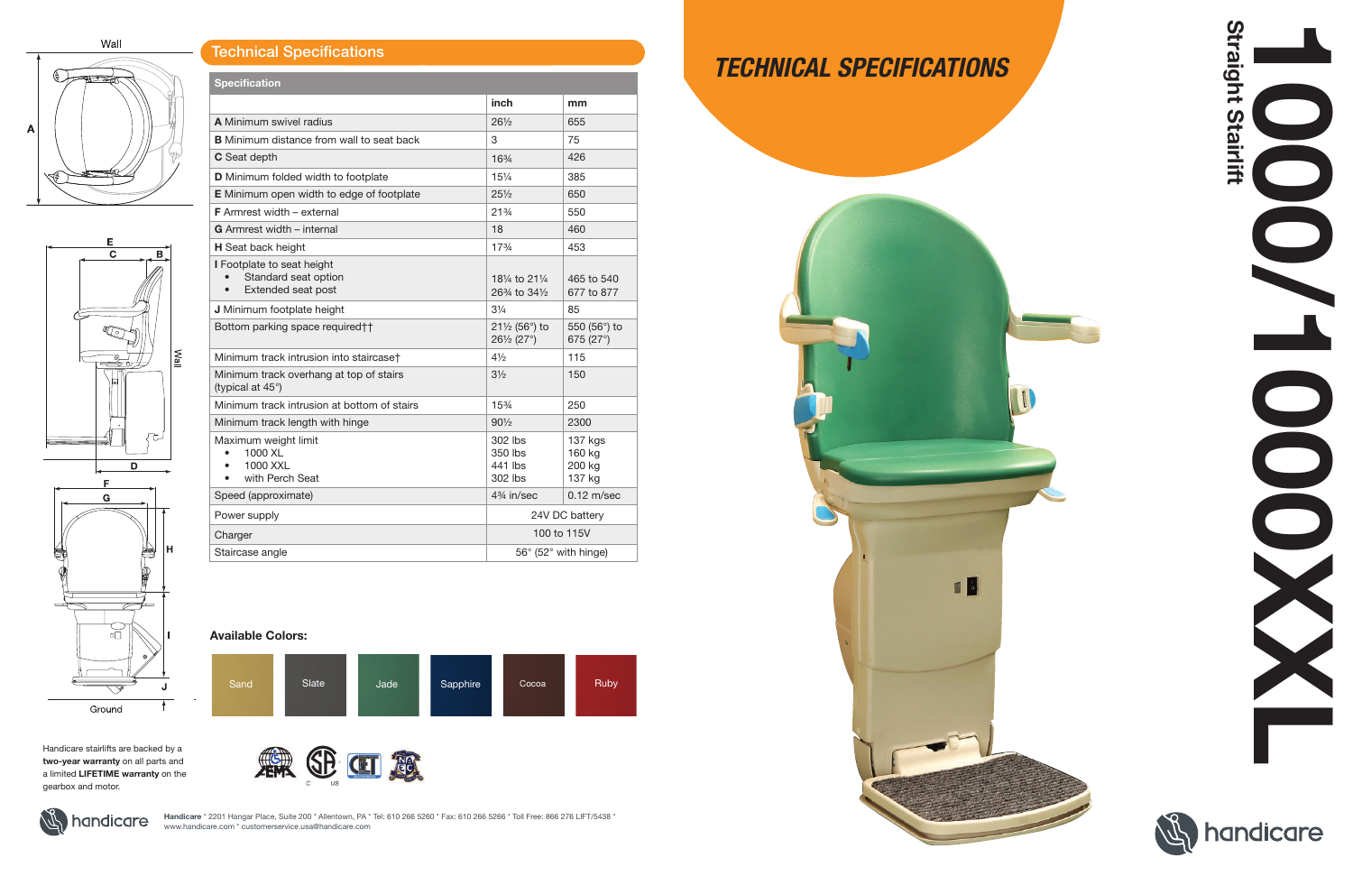# 1000/1000XL

## Straight Stairlift

## TECHNICAL SPECIFICATIONS

## Technical Specifications

| Specification | inch | mm |
|---|---|---|
| **A** Minimum swivel radius | 26½ | 655 |
| **B** Minimum distance from wall to seat back | 3 | 75 |
| **C** Seat depth | 16¾ | 426 |
| **D** Minimum folded width to footplate | 15¼ | 385 |
| **E** Minimum open width to edge of footplate | 25½ | 650 |
| **F** Armrest width – external | 21¾ | 550 |
| **G** Armrest width – internal | 18 | 460 |
| **H** Seat back height | 17¾ | 453 |
| **I** Footplate to seat height<br>• Standard seat option<br>• Extended seat post | <br>18¼ to 21¼<br>26¾ to 34½ | <br>465 to 540<br>677 to 877 |
| **J** Minimum footplate height | 3¼ | 85 |
| Bottom parking space required†† | 21½ (56°) to 26½ (27°) | 550 (56°) to 675 (27°) |
| Minimum track intrusion into staircase† | 4½ | 115 |
| Minimum track overhang at top of stairs (typical at 45°) | 3½ | 150 |
| Minimum track intrusion at bottom of stairs | 15¾ | 250 |
| Minimum track length with hinge | 90½ | 2300 |
| Maximum weight limit<br>• 1000 XL<br>• 1000 XXL<br>• with Perch Seat | 302 lbs<br>350 lbs<br>441 lbs<br>302 lbs | 137 kgs<br>160 kg<br>200 kg<br>137 kg |
| Speed (approximate) | 4¾ in/sec | 0.12 m/sec |
| Power supply | 24V DC battery | |
| Charger | 100 to 115V | |
| Staircase angle | 56° (52° with hinge) | |

### Available Colors:

Sand, Slate, Jade, Sapphire, Cocoa, Ruby

Handicare stairlifts are backed by a **two-year warranty** on all parts and a limited **LIFETIME warranty** on the gearbox and motor.

**Handicare** * 2201 Hangar Place, Suite 200 * Allentown, PA * Tel: 610 266 5260 * Fax: 610 266 5266 * Toll Free: 866 276 LIFT/5438 * www.handicare.com * customerservice.usa@handicare.com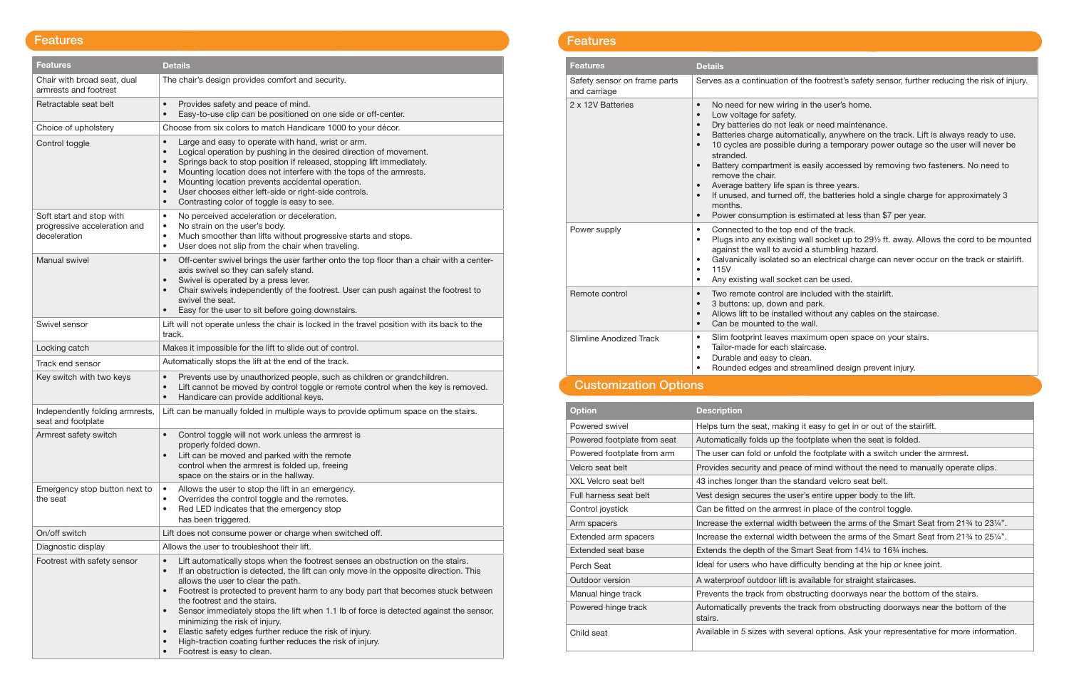## Features

| Features | Details |
| --- | --- |
| Chair with broad seat, dual armrests and footrest | The chair's design provides comfort and security. |
| Retractable seat belt | • Provides safety and peace of mind.<br>• Easy-to-use clip can be positioned on one side or off-center. |
| Choice of upholstery | Choose from six colors to match Handicare 1000 to your décor. |
| Control toggle | • Large and easy to operate with hand, wrist or arm.<br>• Logical operation by pushing in the desired direction of movement.<br>• Springs back to stop position if released, stopping lift immediately.<br>• Mounting location does not interfere with the tops of the armrests.<br>• Mounting location prevents accidental operation.<br>• User chooses either left-side or right-side controls.<br>• Contrasting color of toggle is easy to see. |
| Soft start and stop with progressive acceleration and deceleration | • No perceived acceleration or deceleration.<br>• No strain on the user's body.<br>• Much smoother than lifts without progressive starts and stops.<br>• User does not slip from the chair when traveling. |
| Manual swivel | • Off-center swivel brings the user farther onto the top floor than a chair with a center-axis swivel so they can safely stand.<br>• Swivel is operated by a press lever.<br>• Chair swivels independently of the footrest. User can push against the footrest to swivel the seat.<br>• Easy for the user to sit before going downstairs. |
| Swivel sensor | Lift will not operate unless the chair is locked in the travel position with its back to the track. |
| Locking catch | Makes it impossible for the lift to slide out of control. |
| Track end sensor | Automatically stops the lift at the end of the track. |
| Key switch with two keys | • Prevents use by unauthorized people, such as children or grandchildren.<br>• Lift cannot be moved by control toggle or remote control when the key is removed.<br>• Handicare can provide additional keys. |
| Independently folding armrests, seat and footplate | Lift can be manually folded in multiple ways to provide optimum space on the stairs. |
| Armrest safety switch | • Control toggle will not work unless the armrest is properly folded down.<br>• Lift can be moved and parked with the remote control when the armrest is folded up, freeing space on the stairs or in the hallway. |
| Emergency stop button next to the seat | • Allows the user to stop the lift in an emergency.<br>• Overrides the control toggle and the remotes.<br>• Red LED indicates that the emergency stop has been triggered. |
| On/off switch | Lift does not consume power or charge when switched off. |
| Diagnostic display | Allows the user to troubleshoot their lift. |
| Footrest with safety sensor | • Lift automatically stops when the footrest senses an obstruction on the stairs.<br>• If an obstruction is detected, the lift can only move in the opposite direction. This allows the user to clear the path.<br>• Footrest is protected to prevent harm to any body part that becomes stuck between the footrest and the stairs.<br>• Sensor immediately stops the lift when 1.1 lb of force is detected against the sensor, minimizing the risk of injury.<br>• Elastic safety edges further reduce the risk of injury.<br>• High-traction coating further reduces the risk of injury.<br>• Footrest is easy to clean. |

## Features

| Features | Details |
| --- | --- |
| Safety sensor on frame parts and carriage | Serves as a continuation of the footrest's safety sensor, further reducing the risk of injury. |
| 2 x 12V Batteries | • No need for new wiring in the user's home.<br>• Low voltage for safety.<br>• Dry batteries do not leak or need maintenance.<br>• Batteries charge automatically, anywhere on the track. Lift is always ready to use.<br>• 10 cycles are possible during a temporary power outage so the user will never be stranded.<br>• Battery compartment is easily accessed by removing two fasteners. No need to remove the chair.<br>• Average battery life span is three years.<br>• If unused, and turned off, the batteries hold a single charge for approximately 3 months.<br>• Power consumption is estimated at less than $7 per year. |
| Power supply | • Connected to the top end of the track.<br>• Plugs into any existing wall socket up to 29½ ft. away. Allows the cord to be mounted against the wall to avoid a stumbling hazard.<br>• Galvanically isolated so an electrical charge can never occur on the track or stairlift.<br>• 115V<br>• Any existing wall socket can be used. |
| Remote control | • Two remote control are included with the stairlift.<br>• 3 buttons: up, down and park.<br>• Allows lift to be installed without any cables on the staircase.<br>• Can be mounted to the wall. |
| Slimline Anodized Track | • Slim footprint leaves maximum open space on your stairs.<br>• Tailor-made for each staircase.<br>• Durable and easy to clean.<br>• Rounded edges and streamlined design prevent injury. |

## Customization Options

| Option | Description |
| --- | --- |
| Powered swivel | Helps turn the seat, making it easy to get in or out of the stairlift. |
| Powered footplate from seat | Automatically folds up the footplate when the seat is folded. |
| Powered footplate from arm | The user can fold or unfold the footplate with a switch under the armrest. |
| Velcro seat belt | Provides security and peace of mind without the need to manually operate clips. |
| XXL Velcro seat belt | 43 inches longer than the standard velcro seat belt. |
| Full harness seat belt | Vest design secures the user's entire upper body to the lift. |
| Control joystick | Can be fitted on the armrest in place of the control toggle. |
| Arm spacers | Increase the external width between the arms of the Smart Seat from 21¾ to 23¼". |
| Extended arm spacers | Increase the external width between the arms of the Smart Seat from 21¾ to 25¼". |
| Extended seat base | Extends the depth of the Smart Seat from 14¼ to 16¾ inches. |
| Perch Seat | Ideal for users who have difficulty bending at the hip or knee joint. |
| Outdoor version | A waterproof outdoor lift is available for straight staircases. |
| Manual hinge track | Prevents the track from obstructing doorways near the bottom of the stairs. |
| Powered hinge track | Automatically prevents the track from obstructing doorways near the bottom of the stairs. |
| Child seat | Available in 5 sizes with several options. Ask your representative for more information. |